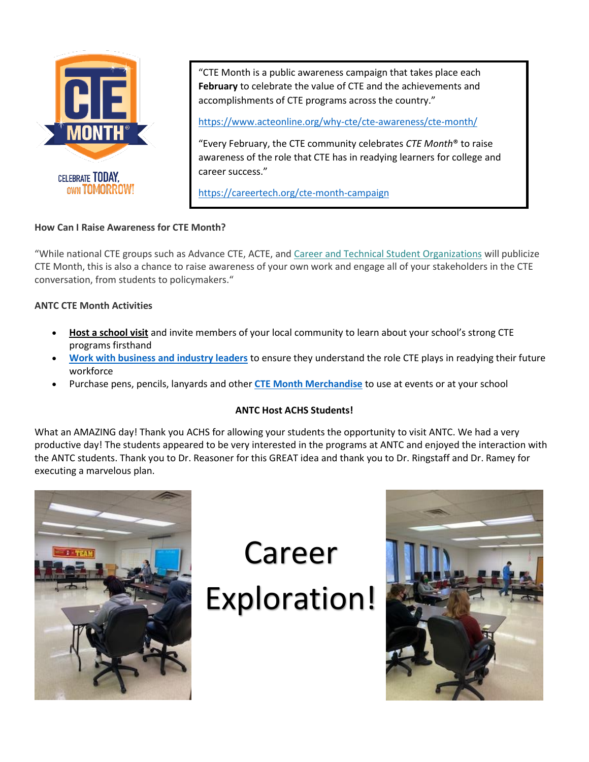CELEBRATE TODAY, OWN TOMORROW!

"CTE Month is a public awareness campaign that takes place each **February** to celebrate the value of CTE and the achievements and accomplishments of CTE programs across the country."

https://www.acteonline.org/why-cte/cte-awareness/cte-month/

"Every February, the CTE community celebrates *CTE Month*® to raise awareness of the role that CTE has in readying learners for college and career success."

https://careertech.org/cte-month-campaign

**How Can I Raise Awareness for CTE Month?**

"While national CTE groups such as Advance CTE, ACTE, and Career and Technical Student Organizations will publicize CTE Month, this is also a chance to raise awareness of your own work and engage all of your stakeholders in the CTE conversation, from students to policymakers."

**ANTC CTE Month Activities**

- **Host a school visit** and invite members of your local community to learn about your school's strong CTE programs firsthand
- **Work with business and industry leaders** to ensure they understand the role CTE plays in readying their future workforce
- Purchase pens, pencils, lanyards and other **CTE Month Merchandise** to use at events or at your school

**ANTC Host ACHS Students!**

What an AMAZING day! Thank you ACHS for allowing your students the opportunity to visit ANTC. We had a very productive day! The students appeared to be very interested in the programs at ANTC and enjoyed the interaction with the ANTC students. Thank you to Dr. Reasoner for this GREAT idea and thank you to Dr. Ringstaff and Dr. Ramey for executing a marvelous plan.

Career Exploration!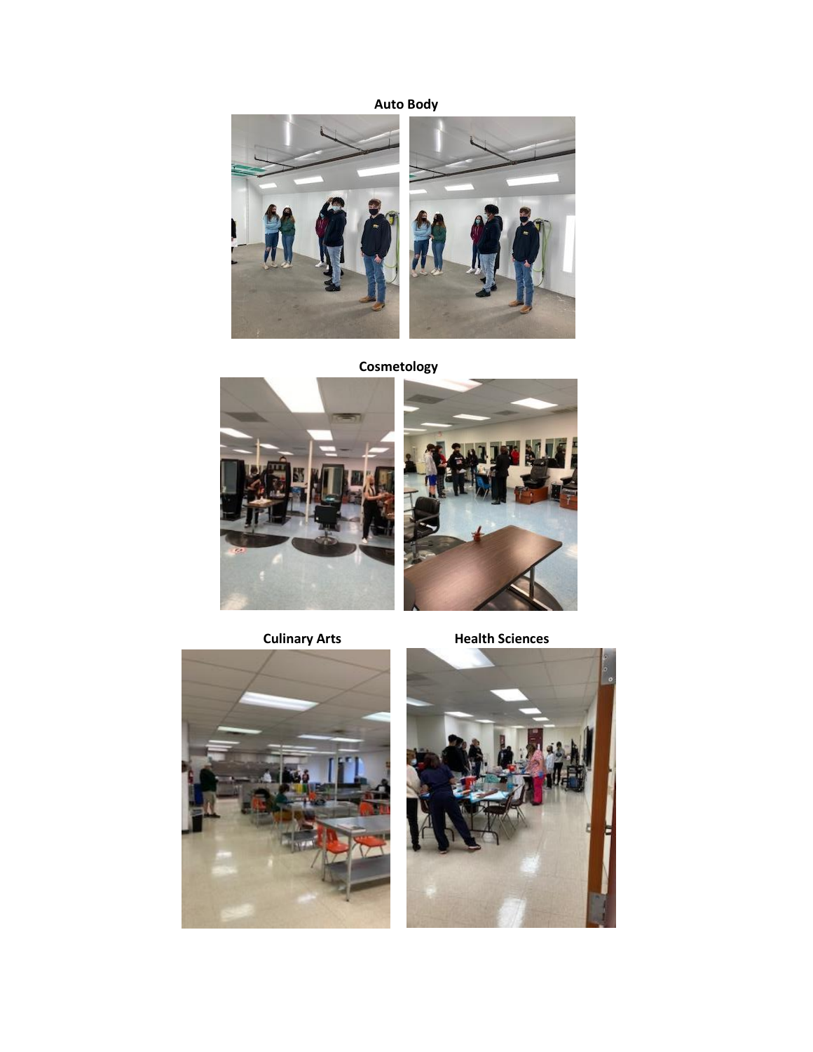**Auto Body**

**Cosmetology**

**Culinary Arts**

**Health Sciences**